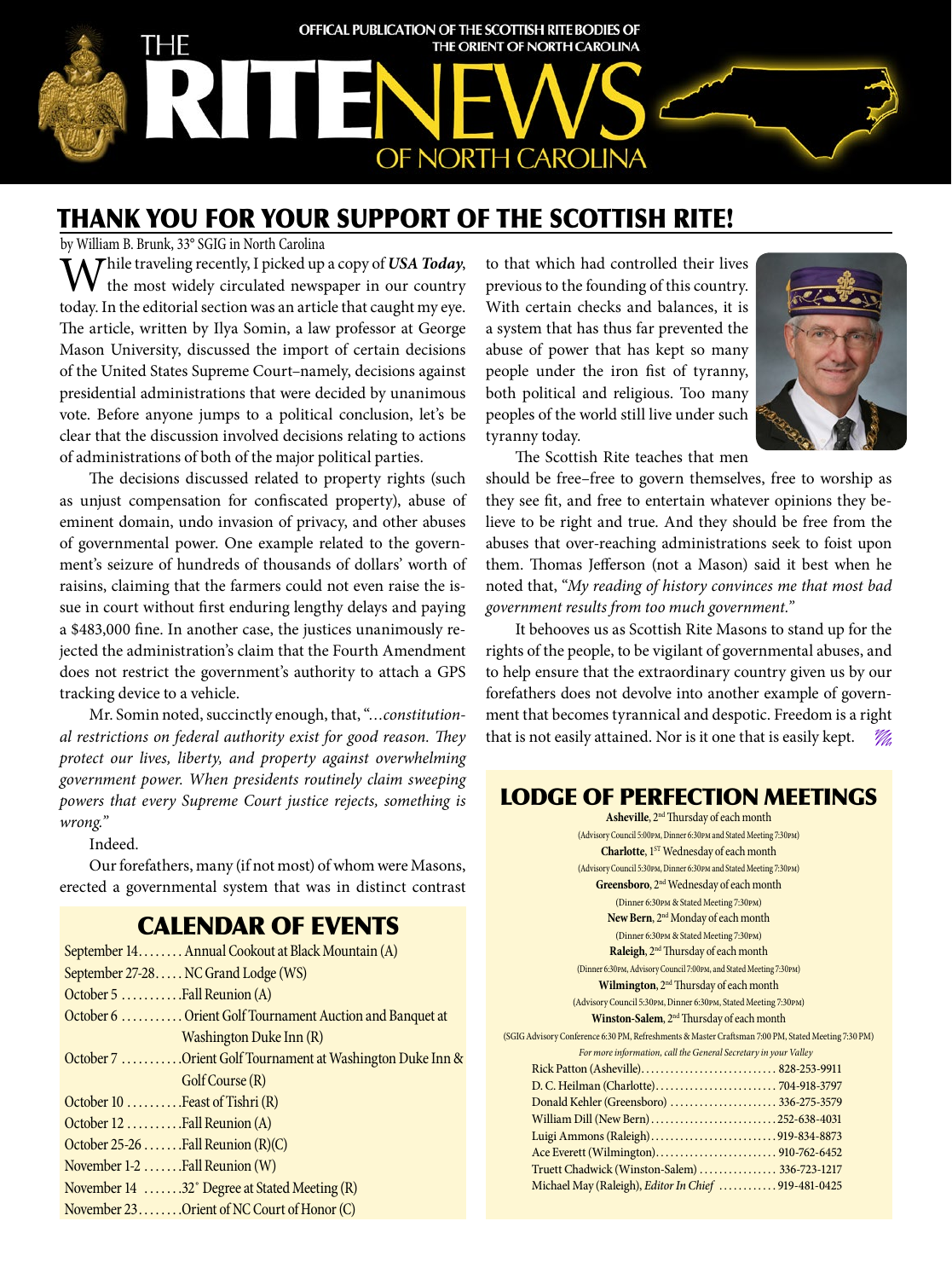OFFICAL PUBLICATION OF THE SCOTTISH RITE BODIES OF THE ORIENT OF NORTH CAROLINA

# THE RITE NEWS OF NORTH CAROLINA

## THANK YOU FOR YOUR SUPPORT OF THE SCOTTISH RITE!

by William B. Brunk, 33° SGIG in North Carolina

While traveling recently, I picked up a copy of ***USA Today***, the most widely circulated newspaper in our country today. In the editorial section was an article that caught my eye. The article, written by Ilya Somin, a law professor at George Mason University, discussed the import of certain decisions of the United States Supreme Court–namely, decisions against presidential administrations that were decided by unanimous vote. Before anyone jumps to a political conclusion, let's be clear that the discussion involved decisions relating to actions of administrations of both of the major political parties.

The decisions discussed related to property rights (such as unjust compensation for confiscated property), abuse of eminent domain, undo invasion of privacy, and other abuses of governmental power. One example related to the government's seizure of hundreds of thousands of dollars' worth of raisins, claiming that the farmers could not even raise the issue in court without first enduring lengthy delays and paying a $483,000 fine. In another case, the justices unanimously rejected the administration's claim that the Fourth Amendment does not restrict the government's authority to attach a GPS tracking device to a vehicle.

Mr. Somin noted, succinctly enough, that, "*...constitutional restrictions on federal authority exist for good reason. They protect our lives, liberty, and property against overwhelming government power. When presidents routinely claim sweeping powers that every Supreme Court justice rejects, something is wrong.*"

Indeed.

Our forefathers, many (if not most) of whom were Masons, erected a governmental system that was in distinct contrast to that which had controlled their lives previous to the founding of this country. With certain checks and balances, it is a system that has thus far prevented the abuse of power that has kept so many people under the iron fist of tyranny, both political and religious. Too many peoples of the world still live under such tyranny today.

The Scottish Rite teaches that men should be free–free to govern themselves, free to worship as they see fit, and free to entertain whatever opinions they believe to be right and true. And they should be free from the abuses that over-reaching administrations seek to foist upon them. Thomas Jefferson (not a Mason) said it best when he noted that, "*My reading of history convinces me that most bad government results from too much government.*"

It behooves us as Scottish Rite Masons to stand up for the rights of the people, to be vigilant of governmental abuses, and to help ensure that the extraordinary country given us by our forefathers does not devolve into another example of government that becomes tyrannical and despotic. Freedom is a right that is not easily attained. Nor is it one that is easily kept.

## CALENDAR OF EVENTS

September 14........ Annual Cookout at Black Mountain (A)
September 27-28..... NC Grand Lodge (WS)
October 5 ........... Fall Reunion (A)
October 6 ........... Orient Golf Tournament Auction and Banquet at Washington Duke Inn (R)
October 7 ........... Orient Golf Tournament at Washington Duke Inn & Golf Course (R)
October 10 .......... Feast of Tishri (R)
October 12 .......... Fall Reunion (A)
October 25-26 ....... Fall Reunion (R)(C)
November 1-2 ....... Fall Reunion (W)
November 14 ....... 32° Degree at Stated Meeting (R)
November 23........ Orient of NC Court of Honor (C)

## LODGE OF PERFECTION MEETINGS

**Asheville**, 2nd Thursday of each month
(Advisory Council 5:00PM, Dinner 6:30PM and Stated Meeting 7:30PM)

**Charlotte**, 1ST Wednesday of each month
(Advisory Council 5:30PM, Dinner 6:30PM and Stated Meeting 7:30PM)

**Greensboro**, 2nd Wednesday of each month
(Dinner 6:30PM & Stated Meeting 7:30PM)

**New Bern**, 2nd Monday of each month
(Dinner 6:30PM & Stated Meeting 7:30PM)

**Raleigh**, 2nd Thursday of each month
(Dinner 6:30PM, Advisory Council 7:00PM, and Stated Meeting 7:30PM)

**Wilmington**, 2nd Thursday of each month
(Advisory Council 5:30PM, Dinner 6:30PM, Stated Meeting 7:30PM)

**Winston-Salem**, 2nd Thursday of each month
(SGIG Advisory Conference 6:30 PM, Refreshments & Master Craftsman 7:00 PM, Stated Meeting 7:30 PM)

*For more information, call the General Secretary in your Valley*

Rick Patton (Asheville)........................... 828-253-9911
D. C. Heilman (Charlotte)......................... 704-918-3797
Donald Kehler (Greensboro) ...................... 336-275-3579
William Dill (New Bern).......................... 252-638-4031
Luigi Ammons (Raleigh).......................... 919-834-8873
Ace Everett (Wilmington)......................... 910-762-6452
Truett Chadwick (Winston-Salem) ................ 336-723-1217
Michael May (Raleigh), *Editor In Chief* ............ 919-481-0425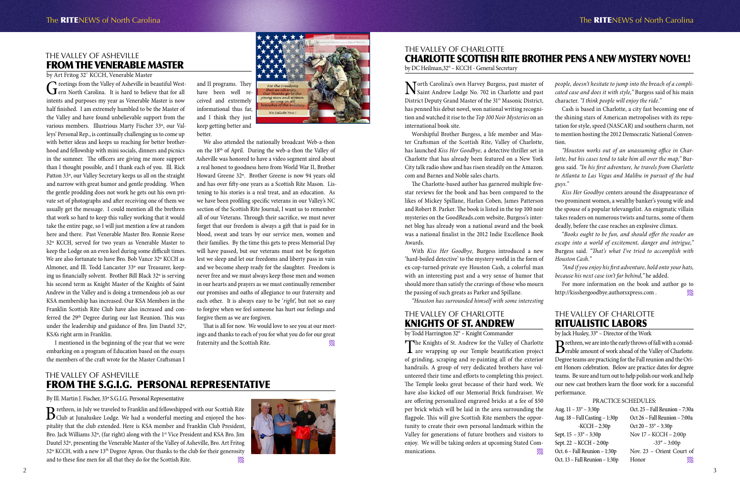## THE VALLEY OF ASHEVILLE
# FROM THE VENERABLE MASTER

by Art Fritog 32° KCCH, Venerable Master

Greetings from the Valley of Asheville in beautiful Western North Carolina. It is hard to believe that for all intents and purposes my year as Venerable Master is now half finished. I am extremely humbled to be the Master of the Valley and have found unbelievable support from the various members. Illustrious Marty Fischer 33°, our Valleys' Personal Rep., is continually challenging us to come up with better ideas and keeps us reaching for better brotherhood and fellowship with mini socials, dinners and picnics in the summer. The officers are giving me more support than I thought possible, and I thank each of you. Ill. Rick Patton 33°, our Valley Secretary keeps us all on the straight and narrow with great humor and gentle prodding. When the gentle prodding does not work he gets out his own private set of photographs and after receiving one of them we usually get the message. I could mention all the brethren that work so hard to keep this valley working that it would take the entire page, so I will just mention a few at random here and there. Past Venerable Master Bro. Ronnie Reese 32° KCCH, served for two years as Venerable Master to keep the Lodge on an even keel during some difficult times. We are also fortunate to have Bro. Bob Vance 32° KCCH as Almoner, and Ill. Todd Lancaster 33° our Treasurer, keeping us financially solvent. Brother Bill Black 32° is serving his second term as Knight Master of the Knights of Saint Andrew in the Valley and is doing a tremendous job as our KSA membership has increased. Our KSA Members in the Franklin Scottish Rite Club have also increased and conferred the 29th Degree during our last Reunion. This was under the leadership and guidance of Bro. Jim Dautel 32°, KSA's right arm in Franklin.

I mentioned in the beginning of the year that we were embarking on a program of Education based on the essays the members of the craft wrote for the Master Craftsman I and II programs. They have been well received and extremely informational thus far, and I think they just keep getting better and better.

For the Freedoms that we all enjoy... Our Thanks go to the young men and women serving in all branches of the military. We Salute You!

We also attended the nationally broadcast Web-a-thon on the 18th of April. During the web-a-thon the Valley of Asheville was honored to have a video segment aired about a real honest to goodness hero from World War II, Brother Howard Greene 32°. Brother Greene is now 94 years old and has over fifty-one years as a Scottish Rite Mason. Listening to his stories is a real treat, and an education. As we have been profiling specific veterans in our Valley's NC section of the Scottish Rite Journal, I want us to remember all of our Veterans. Through their sacrifice, we must never forget that our freedom is always a gift that is paid for in blood, sweat and tears by our service men, women and their families. By the time this gets to press Memorial Day will have passed, but our veterans must not be forgotten lest we sleep and let our freedoms and liberty pass in vain and we become sheep ready for the slaughter. Freedom is never free and we must always keep those men and women in our hearts and prayers as we must continually remember our promises and oaths of allegiance to our fraternity and each other. It is always easy to be '*right*', but not so easy to forgive when we feel someone has hurt our feelings and forgive them as we are forgiven.

That is all for now. We would love to see you at our meetings and thanks to each of you for what you do for our great fraternity and the Scottish Rite.

## THE VALLEY OF ASHEVILLE
# FROM THE S.G.I.G. PERSONAL REPRESENTATIVE

By Ill. Martin J. Fischer, 33° S.G.I.G. Personal Representative

Brethren, in July we traveled to Franklin and fellowshipped with our Scottish Rite Club at Junaluskee Lodge. We had a wonderful meeting and enjoyed the hospitality that the club extended. Here is KSA member and Franklin Club President, Bro. Jack Williams 32°, (far right) along with the 1st Vice President and KSA Bro. Jim Dautel 32°, presenting the Venerable Master of the Valley of Asheville, Bro. Art Fritog 32° KCCH, with a new 13th Degree Apron. Our thanks to the club for their generosity and to these fine men for all that they do for the Scottish Rite.

## THE VALLEY OF CHARLOTTE
# CHARLOTTE SCOTTISH RITE BROTHER PENS A NEW MYSTERY NOVEL!

by DC Heilman,32° – KCCH - General Secretary

North Carolina's own Harvey Burgess, past master of Saint Andrew Lodge No. 702 in Charlotte and past District Deputy Grand Master of the 31st Masonic District, has penned his debut novel, won national writing recognition and watched it rise to the *Top 100 Noir Mysteries* on an international book site.

Worshipful Brother Burgess, a life member and Master Craftsman of the Scottish Rite, Valley of Charlotte, has launched *Kiss Her Goodbye*, a detective thriller set in Charlotte that has already been featured on a New York City talk radio show and has risen steadily on the Amazon.com and Barnes and Noble sales charts.

The Charlotte-based author has garnered multiple five-star reviews for the book and has been compared to the likes of Mickey Spillane, Harlan Coben, James Patterson and Robert B. Parker. The book is listed in the top 100 noir mysteries on the GoodReads.com website, Burgess's internet blog has already won a national award and the book was a national finalist in the 2012 Indie Excellence Book Awards.

With *Kiss Her Goodbye*, Burgess introduced a new 'hard-boiled detective' to the mystery world in the form of ex-cop-turned-private eye Houston Cash, a colorful man with an interesting past and a wry sense of humor that should more than satisfy the cravings of those who mourn the passing of such greats as Parker and Spillane.

*"Houston has surrounded himself with some interesting people, doesn't hesitate to jump into the breach of a complicated case and does it with style,"* Burgess said of his main character. *"I think people will enjoy the ride."*

Cash is based in Charlotte, a city fast becoming one of the shining stars of American metropolises with its reputation for style, speed (NASCAR) and southern charm, not to mention hosting the 2012 Democratic National Convention.

*"Houston works out of an unassuming office in Charlotte, but his cases tend to take him all over the map,"* Burgess said. *"In his first adventure, he travels from Charlotte to Atlanta to Las Vegas and Malibu in pursuit of the bad guys."*

*Kiss Her Goodbye* centers around the disappearance of two prominent women, a wealthy banker's young wife and the spouse of a popular televangelist. An enigmatic villain takes readers on numerous twists and turns, some of them deadly, before the case reaches an explosive climax.

*"Books ought to be fun, and should offer the reader an escape into a world of excitement, danger and intrigue,"* Burgess said. *"That's what I've tried to accomplish with Houston Cash."*

*"And if you enjoy his first adventure, hold onto your hats, because his next case isn't far behind,"* he added.

For more information on the book and author go to http://kisshergoodbye.authorsxpress.com .

## THE VALLEY OF CHARLOTTE
# KNIGHTS OF ST. ANDREW

by Todd Harrington 32° – Knight Commander

The Knights of St. Andrew for the Valley of Charlotte are wrapping up our Temple beautification project of grinding, scraping and re-painting all of the exterior handrails. A group of very dedicated brothers have volunteered their time and efforts to completing this project. The Temple looks great because of their hard work. We have also kicked off our Memorial Brick fundraiser. We are offering personalized engraved bricks at a fee of $50 per brick which will be laid in the area surrounding the flagpole. This will give Scottish Rite members the opportunity to create their own personal landmark within the Valley for generations of future brothers and visitors to enjoy. We will be taking orders at upcoming Stated Communications.

## THE VALLEY OF CHARLOTTE
# RITUALISTIC LABORS

by Jack Husley, 33° – Director of the Work

Brethren, we are into the early throws of fall with a considerable amount of work ahead of the Valley of Charlotte. Degree teams are practicing for the Fall reunion and the Orient Honors celebration. Below are practice dates for degree teams. Be sure and turn out to help polish our work and help our new cast brothers learn the floor work for a successful performance.

PRACTICE SCHEDULES:

| | |
|---|---|
| Aug. 11 – 33° – 3:30p | Oct. 25 – Fall Reunion – 7:30a |
| Aug. 18 – Fall Casting – 1:30p | Oct 26 – Fall Reunion – 7:00a |
| -KCCH – 2:30p | Oct 20 – 33° – 3:30p |
| Sept. 15 – 33° – 3:30p | Nov 17 – KCCH – 2:00p |
| Sept. 22 – KCCH – 2:00p | -33° – 3:00p |
| Oct. 6 – Fall Reunion – 1:30p | Nov. 23 – Orient Court of Honor |
| Oct. 13 – Fall Reunion – 1:30p | |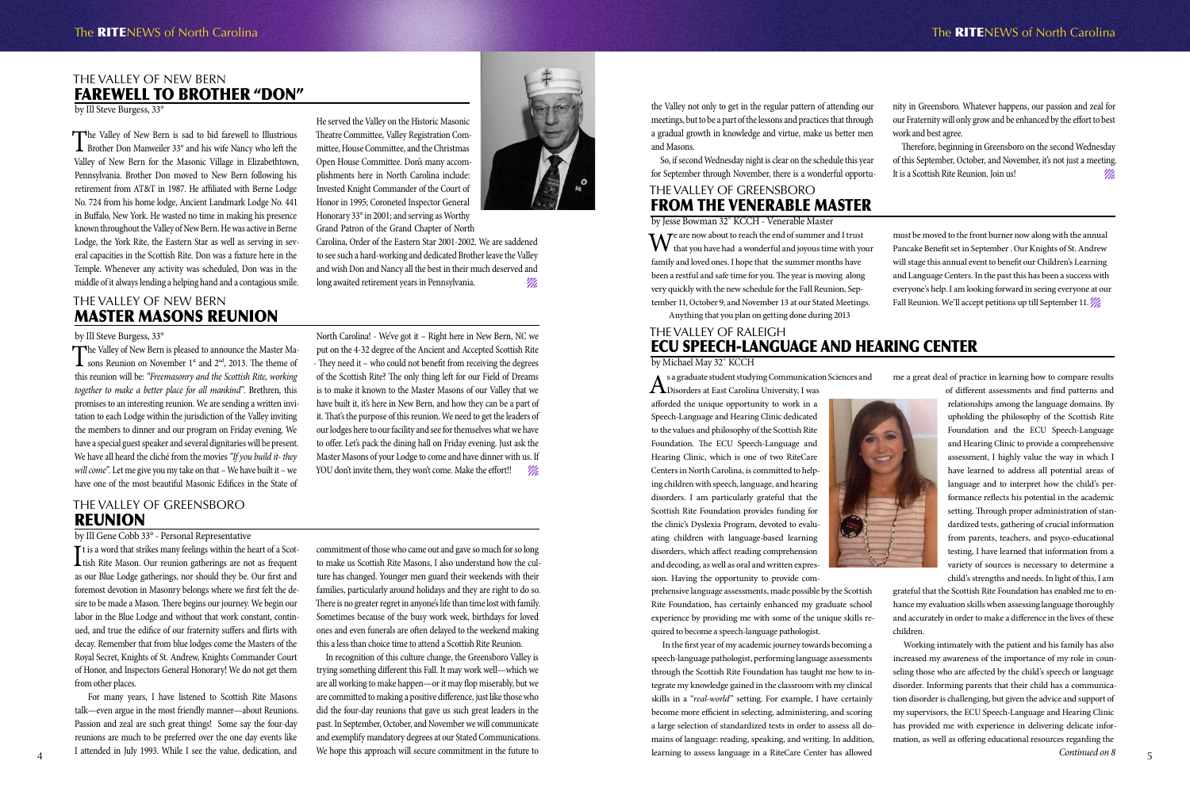## THE VALLEY OF NEW BERN
# FAREWELL TO BROTHER "DON"

by Ill Steve Burgess, 33°

The Valley of New Bern is sad to bid farewell to Illustrious Brother Don Manweiler 33° and his wife Nancy who left the Valley of New Bern for the Masonic Village in Elizabethtown, Pennsylvania. Brother Don moved to New Bern following his retirement from AT&T in 1987. He affiliated with Berne Lodge No. 724 from his home lodge, Ancient Landmark Lodge No. 441 in Buffalo, New York. He wasted no time in making his presence known throughout the Valley of New Bern. He was active in Berne Lodge, the York Rite, the Eastern Star as well as serving in several capacities in the Scottish Rite. Don was a fixture here in the Temple. Whenever any activity was scheduled, Don was in the middle of it always lending a helping hand and a contagious smile.

He served the Valley on the Historic Masonic Theatre Committee, Valley Registration Committee, House Committee, and the Christmas Open House Committee. Don's many accomplishments here in North Carolina include: Invested Knight Commander of the Court of Honor in 1995; Coroneted Inspector General Honorary 33° in 2001; and serving as Worthy Grand Patron of the Grand Chapter of North Carolina, Order of the Eastern Star 2001-2002. We are saddened to see such a hard-working and dedicated Brother leave the Valley and wish Don and Nancy all the best in their much deserved and long awaited retirement years in Pennsylvania.

## THE VALLEY OF NEW BERN
# MASTER MASONS REUNION

by Ill Steve Burgess, 33°

The Valley of New Bern is pleased to announce the Master Masons Reunion on November 1st and 2nd, 2013. The theme of this reunion will be: *"Freemasonry and the Scottish Rite, working together to make a better place for all mankind"*. Brethren, this promises to an interesting reunion. We are sending a written invitation to each Lodge within the jurisdiction of the Valley inviting the members to dinner and our program on Friday evening. We have a special guest speaker and several dignitaries will be present. We have all heard the cliché from the movies *"If you build it- they will come"*. Let me give you my take on that – We have built it – we have one of the most beautiful Masonic Edifices in the State of North Carolina! - We've got it – Right here in New Bern, NC we put on the 4-32 degree of the Ancient and Accepted Scottish Rite - They need it – who could not benefit from receiving the degrees of the Scottish Rite? The only thing left for our Field of Dreams is to make it known to the Master Masons of our Valley that we have built it, it's here in New Bern, and how they can be a part of it. That's the purpose of this reunion. We need to get the leaders of our lodges here to our facility and see for themselves what we have to offer. Let's pack the dining hall on Friday evening. Just ask the Master Masons of your Lodge to come and have dinner with us. If YOU don't invite them, they won't come. Make the effort!!

## THE VALLEY OF GREENSBORO
# REUNION

by Ill Gene Cobb 33° - Personal Representative

It is a word that strikes many feelings within the heart of a Scottish Rite Mason. Our reunion gatherings are not as frequent as our Blue Lodge gatherings, nor should they be. Our first and foremost devotion in Masonry belongs where we first felt the desire to be made a Mason. There begins our journey. We begin our labor in the Blue Lodge and without that work constant, continued, and true the edifice of our fraternity suffers and flirts with decay. Remember that from blue lodges come the Masters of the Royal Secret, Knights of St. Andrew, Knights Commander Court of Honor, and Inspectors General Honorary! We do not get them from other places.

For many years, I have listened to Scottish Rite Masons talk—even argue in the most friendly manner—about Reunions. Passion and zeal are such great things! Some say the four-day reunions are much to be preferred over the one day events like I attended in July 1993. While I see the value, dedication, and commitment of those who came out and gave so much for so long to make us Scottish Rite Masons, I also understand how the culture has changed. Younger men guard their weekends with their families, particularly around holidays and they are right to do so. There is no greater regret in anyone's life than time lost with family. Sometimes because of the busy work week, birthdays for loved ones and even funerals are often delayed to the weekend making this a less than choice time to attend a Scottish Rite Reunion.

In recognition of this culture change, the Greensboro Valley is trying something different this Fall. It may work well—which we are all working to make happen—or it may flop miserably, but we are committed to making a positive difference, just like those who did the four-day reunions that gave us such great leaders in the past. In September, October, and November we will communicate and exemplify mandatory degrees at our Stated Communications. We hope this approach will secure commitment in the future to the Valley not only to get in the regular pattern of attending our meetings, but to be a part of the lessons and practices that through a gradual growth in knowledge and virtue, make us better men and Masons.

So, if second Wednesday night is clear on the schedule this year for September through November, there is a wonderful opportunity in Greensboro. Whatever happens, our passion and zeal for our Fraternity will only grow and be enhanced by the effort to best work and best agree.

Therefore, beginning in Greensboro on the second Wednesday of this September, October, and November, it's not just a meeting. It is a Scottish Rite Reunion. Join us!

## THE VALLEY OF GREENSBORO
# FROM THE VENERABLE MASTER

by Jesse Bowman 32° KCCH - Venerable Master

We are now about to reach the end of summer and I trust that you have had a wonderful and joyous time with your family and loved ones. I hope that the summer months have been a restful and safe time for you. The year is moving along very quickly with the new schedule for the Fall Reunion, September 11, October 9, and November 13 at our Stated Meetings.

Anything that you plan on getting done during 2013 must be moved to the front burner now along with the annual Pancake Benefit set in September . Our Knights of St. Andrew will stage this annual event to benefit our Children's Learning and Language Centers. In the past this has been a success with everyone's help. I am looking forward in seeing everyone at our Fall Reunion. We'll accept petitions up till September 11.

## THE VALLEY OF RALEIGH
# ECU SPEECH-LANGUAGE AND HEARING CENTER

by Michael May 32° KCCH

As a graduate student studying Communication Sciences and Disorders at East Carolina University, I was afforded the unique opportunity to work in a Speech-Language and Hearing Clinic dedicated to the values and philosophy of the Scottish Rite Foundation. The ECU Speech-Language and Hearing Clinic, which is one of two RiteCare Centers in North Carolina, is committed to helping children with speech, language, and hearing disorders. I am particularly grateful that the Scottish Rite Foundation provides funding for the clinic's Dyslexia Program, devoted to evaluating children with language-based learning disorders, which affect reading comprehension and decoding, as well as oral and written expression. Having the opportunity to provide comprehensive language assessments, made possible by the Scottish Rite Foundation, has certainly enhanced my graduate school experience by providing me with some of the unique skills required to become a speech-language pathologist.

In the first year of my academic journey towards becoming a speech-language pathologist, performing language assessments through the Scottish Rite Foundation has taught me how to integrate my knowledge gained in the classroom with my clinical skills in a "*real-world*" setting. For example, I have certainly become more efficient in selecting, administering, and scoring a large selection of standardized tests in order to assess all domains of language: reading, speaking, and writing. In addition, learning to assess language in a RiteCare Center has allowed me a great deal of practice in learning how to compare results of different assessments and find patterns and relationships among the language domains. By upholding the philosophy of the Scottish Rite Foundation and the ECU Speech-Language and Hearing Clinic to provide a comprehensive assessment, I highly value the way in which I have learned to address all potential areas of language and to interpret how the child's performance reflects his potential in the academic setting. Through proper administration of standardized tests, gathering of crucial information from parents, teachers, and psyco-educational testing, I have learned that information from a variety of sources is necessary to determine a child's strengths and needs. In light of this, I am grateful that the Scottish Rite Foundation has enabled me to enhance my evaluation skills when assessing language thoroughly and accurately in order to make a difference in the lives of these children.

Working intimately with the patient and his family has also increased my awareness of the importance of my role in counseling those who are affected by the child's speech or language disorder. Informing parents that their child has a communication disorder is challenging, but given the advice and support of my supervisors, the ECU Speech-Language and Hearing Clinic has provided me with experience in delivering delicate information, as well as offering educational resources regarding the

*Continued on 8*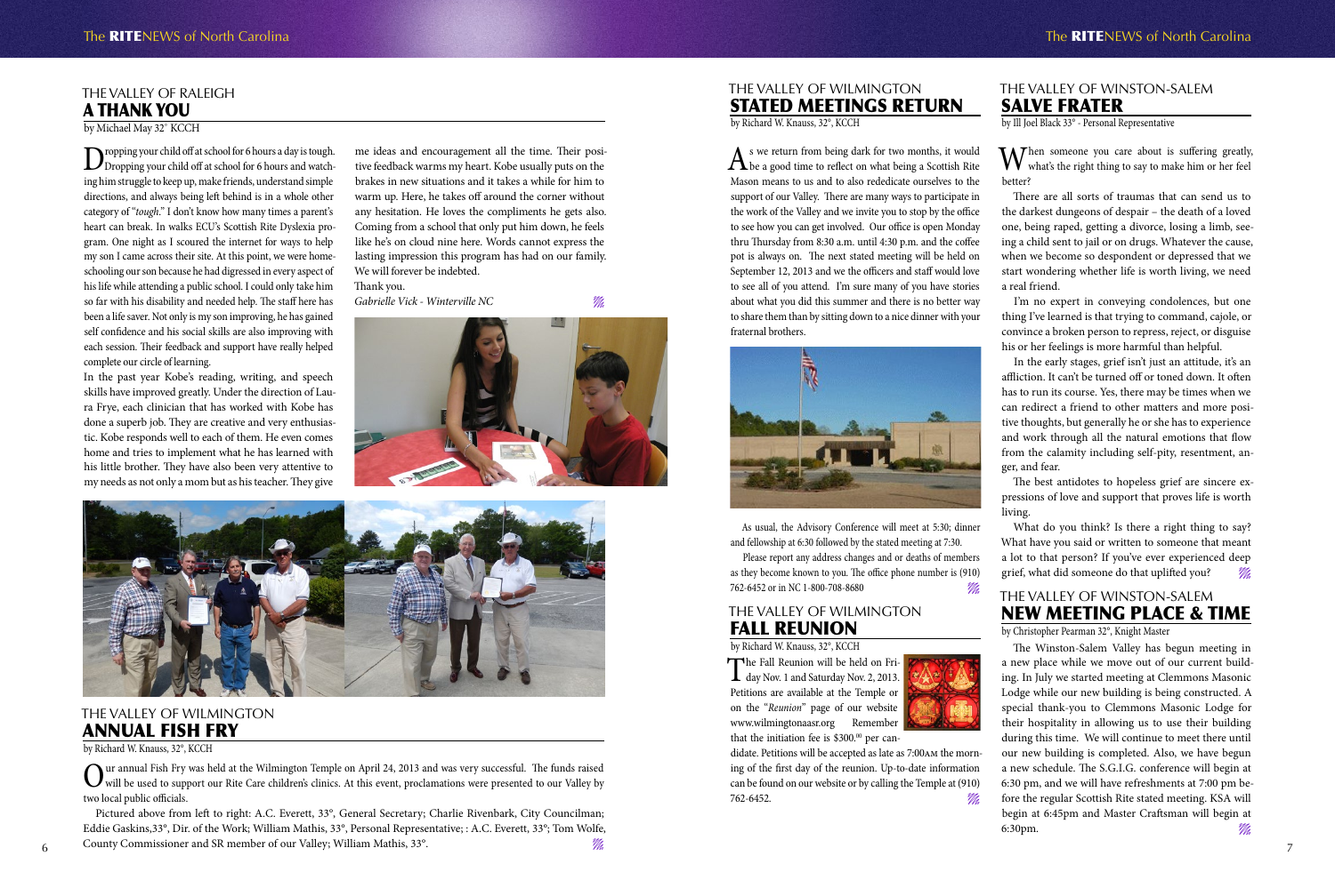## THE VALLEY OF RALEIGH
# A THANK YOU

by Michael May 32° KCCH

Dropping your child off at school for 6 hours a day is tough. Dropping your child off at school for 6 hours and watching him struggle to keep up, make friends, understand simple directions, and always being left behind is in a whole other category of "*tough*." I don't know how many times a parent's heart can break. In walks ECU's Scottish Rite Dyslexia program. One night as I scoured the internet for ways to help my son I came across their site. At this point, we were homeschooling our son because he had digressed in every aspect of his life while attending a public school. I could only take him so far with his disability and needed help. The staff here has been a life saver. Not only is my son improving, he has gained self confidence and his social skills are also improving with each session. Their feedback and support have really helped complete our circle of learning.

In the past year Kobe's reading, writing, and speech skills have improved greatly. Under the direction of Laura Frye, each clinician that has worked with Kobe has done a superb job. They are creative and very enthusiastic. Kobe responds well to each of them. He even comes home and tries to implement what he has learned with his little brother. They have also been very attentive to my needs as not only a mom but as his teacher. They give me ideas and encouragement all the time. Their positive feedback warms my heart. Kobe usually puts on the brakes in new situations and it takes a while for him to warm up. Here, he takes off around the corner without any hesitation. He loves the compliments he gets also. Coming from a school that only put him down, he feels like he's on cloud nine here. Words cannot express the lasting impression this program has had on our family. We will forever be indebted.

Thank you.

*Gabrielle Vick - Winterville NC*

## THE VALLEY OF WILMINGTON
# ANNUAL FISH FRY

by Richard W. Knauss, 32°, KCCH

Our annual Fish Fry was held at the Wilmington Temple on April 24, 2013 and was very successful. The funds raised will be used to support our Rite Care children's clinics. At this event, proclamations were presented to our Valley by two local public officials.

Pictured above from left to right: A.C. Everett, 33°, General Secretary; Charlie Rivenbark, City Councilman; Eddie Gaskins,33°, Dir. of the Work; William Mathis, 33°, Personal Representative; : A.C. Everett, 33°; Tom Wolfe, County Commissioner and SR member of our Valley; William Mathis, 33°.

## THE VALLEY OF WILMINGTON
# STATED MEETINGS RETURN

by Richard W. Knauss, 32°, KCCH

As we return from being dark for two months, it would be a good time to reflect on what being a Scottish Rite Mason means to us and to also rededicate ourselves to the support of our Valley. There are many ways to participate in the work of the Valley and we invite you to stop by the office to see how you can get involved. Our office is open Monday thru Thursday from 8:30 a.m. until 4:30 p.m. and the coffee pot is always on. The next stated meeting will be held on September 12, 2013 and we the officers and staff would love to see all of you attend. I'm sure many of you have stories about what you did this summer and there is no better way to share them than by sitting down to a nice dinner with your fraternal brothers.

As usual, the Advisory Conference will meet at 5:30; dinner and fellowship at 6:30 followed by the stated meeting at 7:30.

Please report any address changes and or deaths of members as they become known to you. The office phone number is (910) 762-6452 or in NC 1-800-708-8680

## THE VALLEY OF WILMINGTON
# FALL REUNION

by Richard W. Knauss, 32°, KCCH

The Fall Reunion will be held on Friday Nov. 1 and Saturday Nov. 2, 2013. Petitions are available at the Temple or on the "*Reunion*" page of our website www.wilmingtonaasr.org Remember that the initiation fee is $300.00 per candidate. Petitions will be accepted as late as 7:00AM the morning of the first day of the reunion. Up-to-date information can be found on our website or by calling the Temple at (910) 762-6452.

## THE VALLEY OF WINSTON-SALEM
# SALVE FRATER

by Ill Joel Black 33° - Personal Representative

When someone you care about is suffering greatly, what's the right thing to say to make him or her feel better?

There are all sorts of traumas that can send us to the darkest dungeons of despair – the death of a loved one, being raped, getting a divorce, losing a limb, seeing a child sent to jail or on drugs. Whatever the cause, when we become so despondent or depressed that we start wondering whether life is worth living, we need a real friend.

I'm no expert in conveying condolences, but one thing I've learned is that trying to command, cajole, or convince a broken person to repress, reject, or disguise his or her feelings is more harmful than helpful.

In the early stages, grief isn't just an attitude, it's an affliction. It can't be turned off or toned down. It often has to run its course. Yes, there may be times when we can redirect a friend to other matters and more positive thoughts, but generally he or she has to experience and work through all the natural emotions that flow from the calamity including self-pity, resentment, anger, and fear.

The best antidotes to hopeless grief are sincere expressions of love and support that proves life is worth living.

What do you think? Is there a right thing to say? What have you said or written to someone that meant a lot to that person? If you've ever experienced deep grief, what did someone do that uplifted you?

## THE VALLEY OF WINSTON-SALEM
# NEW MEETING PLACE & TIME

by Christopher Pearman 32°, Knight Master

The Winston-Salem Valley has begun meeting in a new place while we move out of our current building. In July we started meeting at Clemmons Masonic Lodge while our new building is being constructed. A special thank-you to Clemmons Masonic Lodge for their hospitality in allowing us to use their building during this time. We will continue to meet there until our new building is completed. Also, we have begun a new schedule. The S.G.I.G. conference will begin at 6:30 pm, and we will have refreshments at 7:00 pm before the regular Scottish Rite stated meeting. KSA will begin at 6:45pm and Master Craftsman will begin at 6:30pm.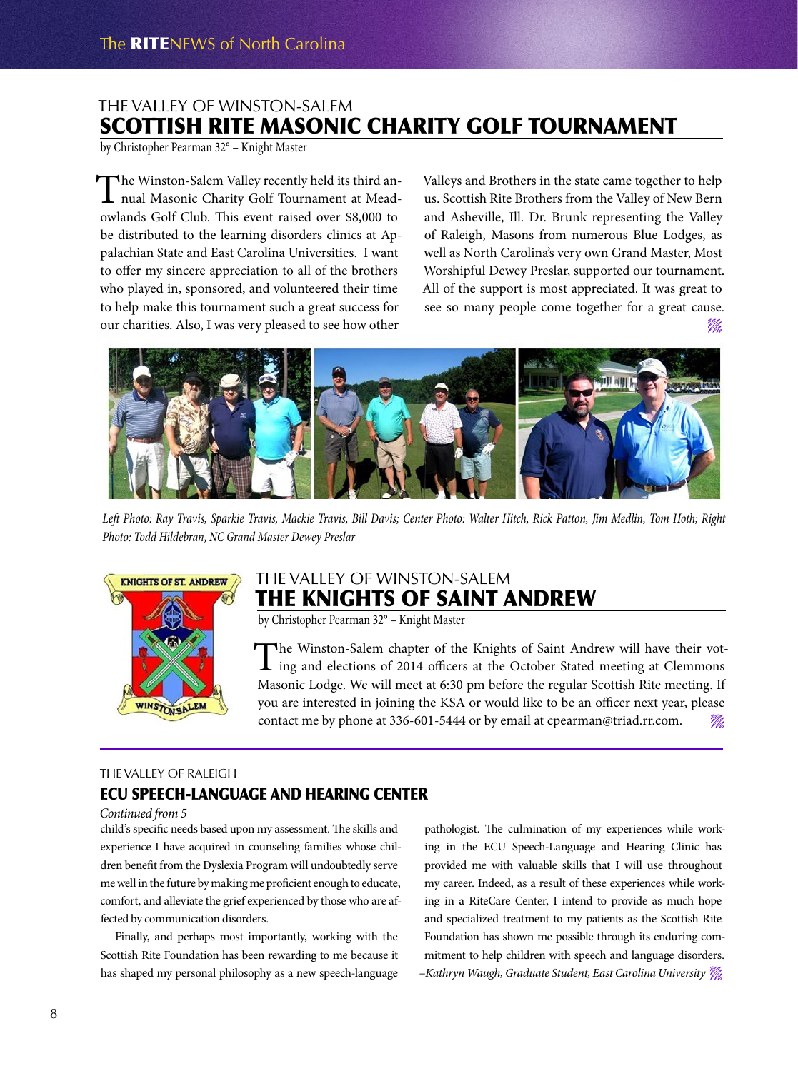## THE VALLEY OF WINSTON-SALEM
# SCOTTISH RITE MASONIC CHARITY GOLF TOURNAMENT

by Christopher Pearman 32° – Knight Master

The Winston-Salem Valley recently held its third annual Masonic Charity Golf Tournament at Meadowlands Golf Club. This event raised over $8,000 to be distributed to the learning disorders clinics at Appalachian State and East Carolina Universities. I want to offer my sincere appreciation to all of the brothers who played in, sponsored, and volunteered their time to help make this tournament such a great success for our charities. Also, I was very pleased to see how other Valleys and Brothers in the state came together to help us. Scottish Rite Brothers from the Valley of New Bern and Asheville, Ill. Dr. Brunk representing the Valley of Raleigh, Masons from numerous Blue Lodges, as well as North Carolina's very own Grand Master, Most Worshipful Dewey Preslar, supported our tournament. All of the support is most appreciated. It was great to see so many people come together for a great cause.

*Left Photo: Ray Travis, Sparkie Travis, Mackie Travis, Bill Davis; Center Photo: Walter Hitch, Rick Patton, Jim Medlin, Tom Hoth; Right Photo: Todd Hildebran, NC Grand Master Dewey Preslar*

## THE VALLEY OF WINSTON-SALEM
# THE KNIGHTS OF SAINT ANDREW

by Christopher Pearman 32° – Knight Master

The Winston-Salem chapter of the Knights of Saint Andrew will have their voting and elections of 2014 officers at the October Stated meeting at Clemmons Masonic Lodge. We will meet at 6:30 pm before the regular Scottish Rite meeting. If you are interested in joining the KSA or would like to be an officer next year, please contact me by phone at 336-601-5444 or by email at cpearman@triad.rr.com.

THE VALLEY OF RALEIGH
## ECU SPEECH-LANGUAGE AND HEARING CENTER

*Continued from 5*

child's specific needs based upon my assessment. The skills and experience I have acquired in counseling families whose children benefit from the Dyslexia Program will undoubtedly serve me well in the future by making me proficient enough to educate, comfort, and alleviate the grief experienced by those who are affected by communication disorders.

Finally, and perhaps most importantly, working with the Scottish Rite Foundation has been rewarding to me because it has shaped my personal philosophy as a new speech-language pathologist. The culmination of my experiences while working in the ECU Speech-Language and Hearing Clinic has provided me with valuable skills that I will use throughout my career. Indeed, as a result of these experiences while working in a RiteCare Center, I intend to provide as much hope and specialized treatment to my patients as the Scottish Rite Foundation has shown me possible through its enduring commitment to help children with speech and language disorders.

*–Kathryn Waugh, Graduate Student, East Carolina University*